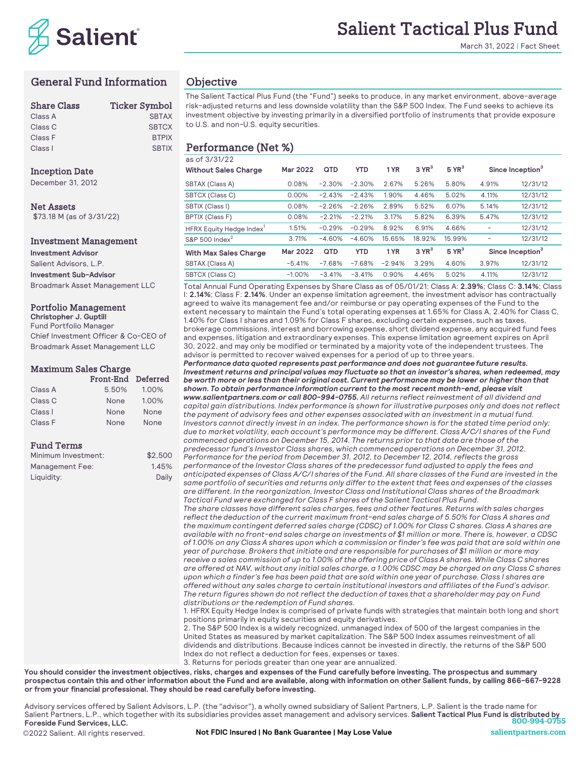# Salient Tactical Plus Fund

March 31, 2022 | Fact Sheet

## General Fund Information

| Share Class | Ticker Symbol |
|---|---|
| Class A | SBTAX |
| Class C | SBTCX |
| Class F | BTPIX |
| Class I | SBTIX |

### Inception Date

December 31, 2012

### Net Assets

$73.18 M (as of 3/31/22)

### Investment Management

**Investment Advisor**
Salient Advisors, L.P.

**Investment Sub-Advisor**
Broadmark Asset Management LLC

### Portfolio Management

**Christopher J. Guptill**
Fund Portfolio Manager
Chief Investment Officer & Co-CEO of Broadmark Asset Management LLC

### Maximum Sales Charge

| | Front-End | Deferred |
|---|---|---|
| Class A | 5.50% | 1.00% |
| Class C | None | 1.00% |
| Class I | None | None |
| Class F | None | None |

### Fund Terms

| | |
|---|---|
| Minimum Investment: | $2,500 |
| Management Fee: | 1.45% |
| Liquidity: | Daily |

## Objective

The Salient Tactical Plus Fund (the "Fund") seeks to produce, in any market environment, above-average risk-adjusted returns and less downside volatility than the S&P 500 Index. The Fund seeks to achieve its investment objective by investing primarily in a diversified portfolio of instruments that provide exposure to U.S. and non-U.S. equity securities.

## Performance (Net %)

as of 3/31/22

| Without Sales Charge | Mar 2022 | QTD | YTD | 1 YR | 3 YR[3] | 5 YR[3] | Since Inception[3] | |
|---|---|---|---|---|---|---|---|---|
| SBTAX (Class A) | 0.08% | −2.30% | −2.30% | 2.67% | 5.26% | 5.80% | 4.91% | 12/31/12 |
| SBTCX (Class C) | 0.00% | −2.43% | −2.43% | 1.90% | 4.46% | 5.02% | 4.11% | 12/31/12 |
| SBTIX (Class I) | 0.08% | −2.26% | −2.26% | 2.89% | 5.52% | 6.07% | 5.14% | 12/31/12 |
| BPTIX (Class F) | 0.08% | −2.21% | −2.21% | 3.17% | 5.82% | 6.39% | 5.47% | 12/31/12 |
| HFRX Equity Hedge Index[1] | 1.51% | −0.29% | −0.29% | 8.92% | 6.91% | 4.66% | – | 12/31/12 |
| S&P 500 Index[2] | 3.71% | −4.60% | −4.60% | 15.65% | 18.92% | 15.99% | – | 12/31/12 |
| **With Max Sales Charge** | **Mar 2022** | **QTD** | **YTD** | **1 YR** | **3 YR[3]** | **5 YR[3]** | **Since Inception[3]** | |
| SBTAX (Class A) | −5.41% | −7.68% | −7.68% | −2.94% | 3.29% | 4.60% | 3.97% | 12/31/12 |
| SBTCX (Class C) | −1.00% | −3.41% | −3.41% | 0.90% | 4.46% | 5.02% | 4.11% | 12/31/12 |

Total Annual Fund Operating Expenses by Share Class as of 05/01/21: Class A: **2.39%**; Class C: **3.14%**; Class I: **2.14%**; Class F: **2.14%**. Under an expense limitation agreement, the investment advisor has contractually agreed to waive its management fee and/or reimburse or pay operating expenses of the Fund to the extent necessary to maintain the Fund's total operating expenses at 1.65% for Class A, 2.40% for Class C, 1.40% for Class I shares and 1.09% for Class F shares, excluding certain expenses, such as taxes, brokerage commissions, interest and borrowing expense, short dividend expense, any acquired fund fees and expenses, litigation and extraordinary expenses. This expense limitation agreement expires on April 30, 2022, and may only be modified or terminated by a majority vote of the independent trustees. The advisor is permitted to recover waived expenses for a period of up to three years.

***Performance data quoted represents past performance and does not guarantee future results. Investment returns and principal values may fluctuate so that an investor's shares, when redeemed, may be worth more or less than their original cost. Current performance may be lower or higher than that shown. To obtain performance information current to the most recent month-end, please visit www.salientpartners.com or call 800-994-0755.*** *All returns reflect reinvestment of all dividend and capital gain distributions. Index performance is shown for illustrative purposes only and does not reflect the payment of advisory fees and other expenses associated with an investment in a mutual fund. Investors cannot directly invest in an index. The performance shown is for the stated time period only; due to market volatility, each account's performance may be different. Class A/C/I shares of the Fund commenced operations on December 15, 2014. The returns prior to that date are those of the predecessor fund's Investor Class shares, which commenced operations on December 31, 2012. Performance for the period from December 31, 2012, to December 12, 2014, reflects the gross performance of the Investor Class shares of the predecessor fund adjusted to apply the fees and anticipated expenses of Class A/C/I shares of the Fund. All share classes of the Fund are invested in the same portfolio of securities and returns only differ to the extent that fees and expenses of the classes are different. In the reorganization, Investor Class and Institutional Class shares of the Broadmark Tactical Fund were exchanged for Class F shares of the Salient Tactical Plus Fund.*

*The share classes have different sales charges, fees and other features. Returns with sales charges reflect the deduction of the current maximum front-end sales charge of 5.50% for Class A shares and the maximum contingent deferred sales charge (CDSC) of 1.00% for Class C shares. Class A shares are available with no front-end sales charge on investments of $1 million or more. There is, however, a CDSC of 1.00% on any Class A shares upon which a commission or finder's fee was paid that are sold within one year of purchase. Brokers that initiate and are responsible for purchases of $1 million or more may receive a sales commission of up to 1.00% of the offering price of Class A shares. While Class C shares are offered at NAV, without any initial sales charge, a 1.00% CDSC may be charged on any Class C shares upon which a finder's fee has been paid that are sold within one year of purchase. Class I shares are offered without any sales charge to certain institutional investors and affiliates of the Fund's advisor. The return figures shown do not reflect the deduction of taxes that a shareholder may pay on Fund distributions or the redemption of Fund shares.*

1. HFRX Equity Hedge Index is comprised of private funds with strategies that maintain both long and short positions primarily in equity securities and equity derivatives.
2. The S&P 500 Index is a widely recognized, unmanaged index of 500 of the largest companies in the United States as measured by market capitalization. The S&P 500 Index assumes reinvestment of all dividends and distributions. Because indices cannot be invested in directly, the returns of the S&P 500 Index do not reflect a deduction for fees, expenses or taxes.
3. Returns for periods greater than one year are annualized.

**You should consider the investment objectives, risks, charges and expenses of the Fund carefully before investing. The prospectus and summary prospectus contain this and other information about the Fund and are available, along with information on other Salient funds, by calling 866-667-9228 or from your financial professional. They should be read carefully before investing.**

Advisory services offered by Salient Advisors, L.P. (the "advisor"), a wholly owned subsidiary of Salient Partners, L.P. Salient is the trade name for Salient Partners, L.P., which together with its subsidiaries provides asset management and advisory services. **Salient Tactical Plus Fund is distributed by Foreside Fund Services, LLC.**

©2022 Salient. All rights reserved.

**Not FDIC Insured | No Bank Guarantee | May Lose Value**

800-994-0755
salientpartners.com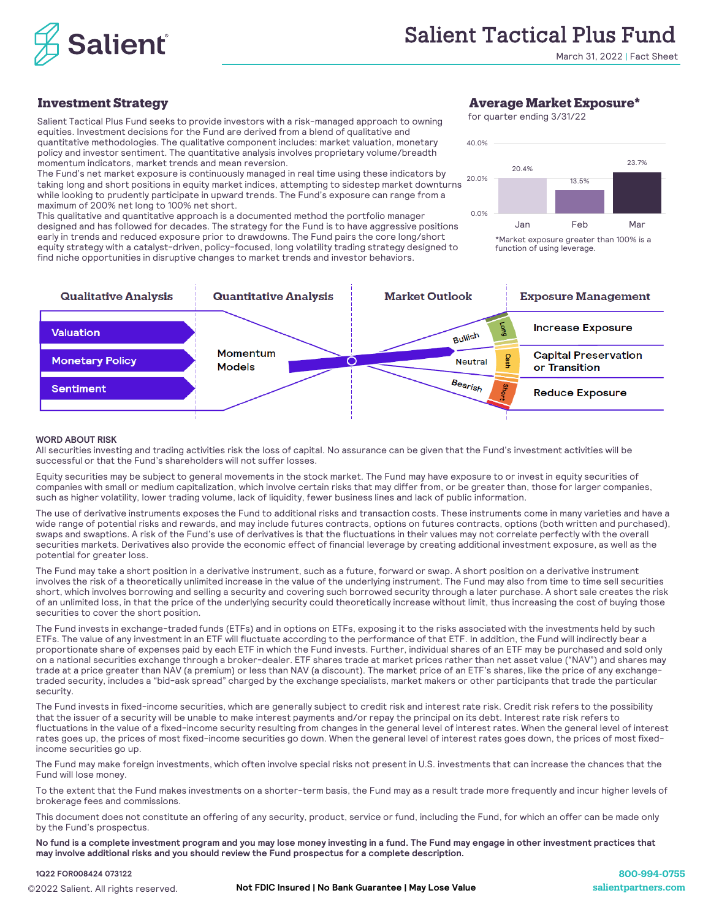# Salient Tactical Plus Fund

March 31, 2022 | Fact Sheet

## Investment Strategy

Salient Tactical Plus Fund seeks to provide investors with a risk-managed approach to owning equities. Investment decisions for the Fund are derived from a blend of qualitative and quantitative methodologies. The qualitative component includes: market valuation, monetary policy and investor sentiment. The quantitative analysis involves proprietary volume/breadth momentum indicators, market trends and mean reversion.

The Fund's net market exposure is continuously managed in real time using these indicators by taking long and short positions in equity market indices, attempting to sidestep market downturns while looking to prudently participate in upward trends. The Fund's exposure can range from a maximum of 200% net long to 100% net short.

This qualitative and quantitative approach is a documented method the portfolio manager designed and has followed for decades. The strategy for the Fund is to have aggressive positions early in trends and reduced exposure prior to drawdowns. The Fund pairs the core long/short equity strategy with a catalyst-driven, policy-focused, long volatility trading strategy designed to find niche opportunities in disruptive changes to market trends and investor behaviors.

## Average Market Exposure*

for quarter ending 3/31/22

40.0%
20.0%
0.0%

20.4%
13.5%
23.7%

Jan
Feb
Mar

*Market exposure greater than 100% is a function of using leverage.

Qualitative Analysis
Valuation
Monetary Policy
Sentiment

Quantitative Analysis
Momentum Models

Market Outlook
Bullish
Neutral
Bearish

Long
Cash
Short

Exposure Management
Increase Exposure
Capital Preservation or Transition
Reduce Exposure

### WORD ABOUT RISK

All securities investing and trading activities risk the loss of capital. No assurance can be given that the Fund's investment activities will be successful or that the Fund's shareholders will not suffer losses.

Equity securities may be subject to general movements in the stock market. The Fund may have exposure to or invest in equity securities of companies with small or medium capitalization, which involve certain risks that may differ from, or be greater than, those for larger companies, such as higher volatility, lower trading volume, lack of liquidity, fewer business lines and lack of public information.

The use of derivative instruments exposes the Fund to additional risks and transaction costs. These instruments come in many varieties and have a wide range of potential risks and rewards, and may include futures contracts, options on futures contracts, options (both written and purchased), swaps and swaptions. A risk of the Fund's use of derivatives is that the fluctuations in their values may not correlate perfectly with the overall securities markets. Derivatives also provide the economic effect of financial leverage by creating additional investment exposure, as well as the potential for greater loss.

The Fund may take a short position in a derivative instrument, such as a future, forward or swap. A short position on a derivative instrument involves the risk of a theoretically unlimited increase in the value of the underlying instrument. The Fund may also from time to time sell securities short, which involves borrowing and selling a security and covering such borrowed security through a later purchase. A short sale creates the risk of an unlimited loss, in that the price of the underlying security could theoretically increase without limit, thus increasing the cost of buying those securities to cover the short position.

The Fund invests in exchange-traded funds (ETFs) and in options on ETFs, exposing it to the risks associated with the investments held by such ETFs. The value of any investment in an ETF will fluctuate according to the performance of that ETF. In addition, the Fund will indirectly bear a proportionate share of expenses paid by each ETF in which the Fund invests. Further, individual shares of an ETF may be purchased and sold only on a national securities exchange through a broker-dealer. ETF shares trade at market prices rather than net asset value ("NAV") and shares may trade at a price greater than NAV (a premium) or less than NAV (a discount). The market price of an ETF's shares, like the price of any exchange-traded security, includes a "bid-ask spread" charged by the exchange specialists, market makers or other participants that trade the particular security.

The Fund invests in fixed-income securities, which are generally subject to credit risk and interest rate risk. Credit risk refers to the possibility that the issuer of a security will be unable to make interest payments and/or repay the principal on its debt. Interest rate risk refers to fluctuations in the value of a fixed-income security resulting from changes in the general level of interest rates. When the general level of interest rates goes up, the prices of most fixed-income securities go down. When the general level of interest rates goes down, the prices of most fixed-income securities go up.

The Fund may make foreign investments, which often involve special risks not present in U.S. investments that can increase the chances that the Fund will lose money.

To the extent that the Fund makes investments on a shorter-term basis, the Fund may as a result trade more frequently and incur higher levels of brokerage fees and commissions.

This document does not constitute an offering of any security, product, service or fund, including the Fund, for which an offer can be made only by the Fund's prospectus.

**No fund is a complete investment program and you may lose money investing in a fund. The Fund may engage in other investment practices that may involve additional risks and you should review the Fund prospectus for a complete description.**

1Q22 FOR008424 073122

©2022 Salient. All rights reserved.

**Not FDIC Insured | No Bank Guarantee | May Lose Value**

800-994-0755
salientpartners.com